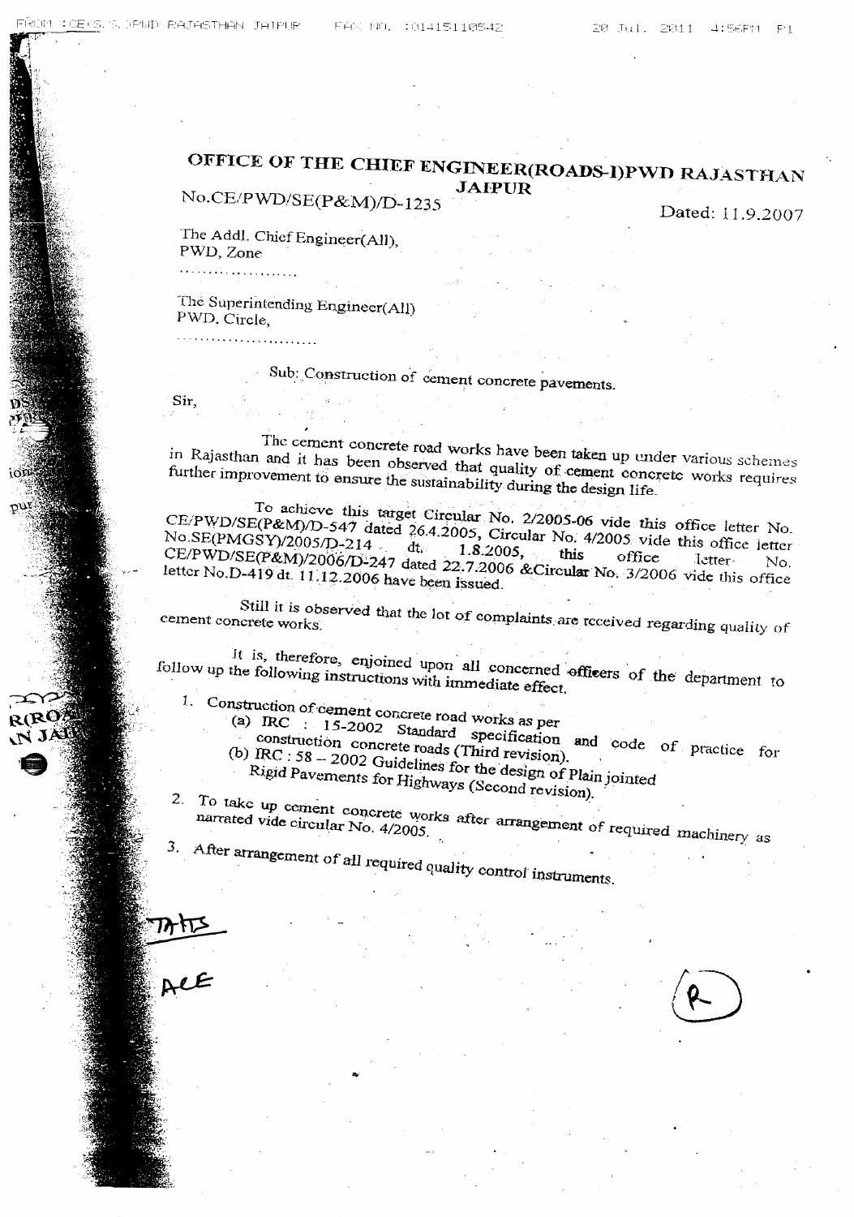# OFFICE OF THE CHIEF ENGINEER(ROADS-I)PWD RAJASTHAN JAIPUR

No.CE/PWD/SE(P&M)/D-1235

Dated: 11.9.2007

The Addl. Chief Engineer(All),
PWD, Zone
....................

The Superintending Engineer(All)
PWD, Circle,
........................

Sub: Construction of cement concrete pavements.

Sir,

The cement concrete road works have been taken up under various schemes in Rajasthan and it has been observed that quality of cement concrete works requires further improvement to ensure the sustainability during the design life.

To achieve this target Circular No. 2/2005-06 vide this office letter No. CE/PWD/SE(P&M)/D-547 dated 26.4.2005, Circular No. 4/2005 vide this office letter No.SE(PMGSY)/2005/D-214 dt. 1.8.2005, this office letter No. CE/PWD/SE(P&M)/2006/D-247 dated 22.7.2006 &Circular No. 3/2006 vide this office letter No.D-419 dt. 11.12.2006 have been issued.

Still it is observed that the lot of complaints are received regarding quality of cement concrete works.

It is, therefore, enjoined upon all concerned officers of the department to follow up the following instructions with immediate effect.

1. Construction of cement concrete road works as per
   (a) IRC : 15-2002 Standard specification and code of practice for construction concrete roads (Third revision).
   (b) IRC : 58 – 2002 Guidelines for the design of Plain jointed Rigid Pavements for Highways (Second revision).
2. To take up cement concrete works after arrangement of required machinery as narrated vide circular No. 4/2005.
3. After arrangement of all required quality control instruments.

TA/TS

ACE

(R)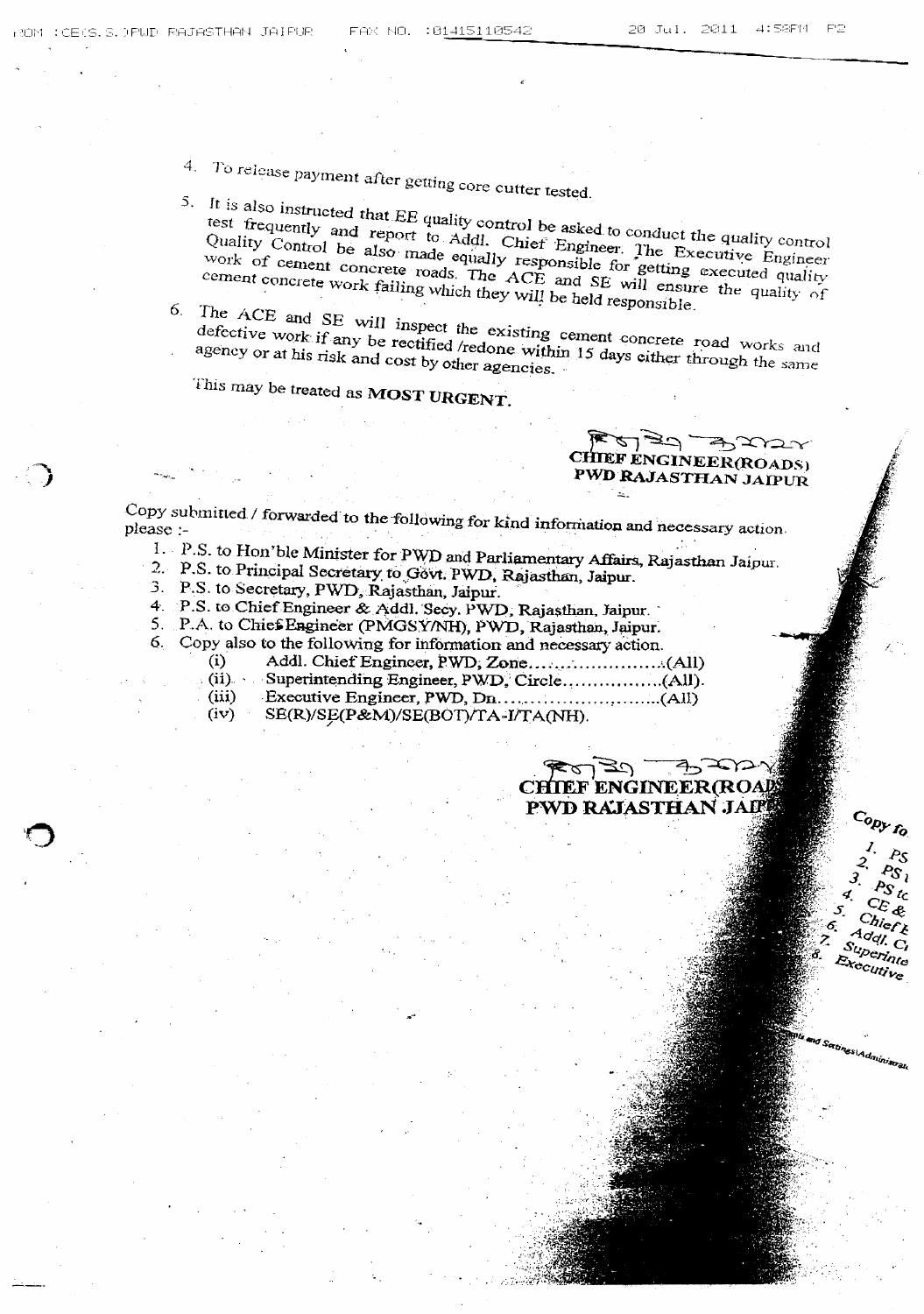4. To release payment after getting core cutter tested.

5. It is also instructed that EE quality control be asked to conduct the quality control test frequently and report to Addl. Chief Engineer. The Executive Engineer Quality Control be also made equally responsible for getting executed quality work of cement concrete roads. The ACE and SE will ensure the quality of cement concrete work failing which they will be held responsible.

6. The ACE and SE will inspect the existing cement concrete road works and defective work if any be rectified /redone within 15 days either through the same agency or at his risk and cost by other agencies.

This may be treated as **MOST URGENT**.

**CHIEF ENGINEER(ROADS)**
**PWD RAJASTHAN JAIPUR**

Copy submitted / forwarded to the following for kind information and necessary action please :-

1. P.S. to Hon'ble Minister for PWD and Parliamentary Affairs, Rajasthan Jaipur.
2. P.S. to Principal Secretary to Govt. PWD, Rajasthan, Jaipur.
3. P.S. to Secretary, PWD, Rajasthan, Jaipur.
4. P.S. to Chief Engineer & Addl. Secy. PWD, Rajasthan, Jaipur.
5. P.A. to Chief Engineer (PMGSY/NH), PWD, Rajasthan, Jaipur.
6. Copy also to the following for information and necessary action.
   - (i) Addl. Chief Engineer, PWD, Zone.......................(All)
   - (ii) Superintending Engineer, PWD, Circle.................(All).
   - (iii) Executive Engineer, PWD, Dn...............................(All)
   - (iv) SE(R)/SE(P&M)/SE(BOT)/TA-I/TA(NH).

**CHIEF ENGINEER(ROADS)**
**PWD RAJASTHAN JAIPUR**